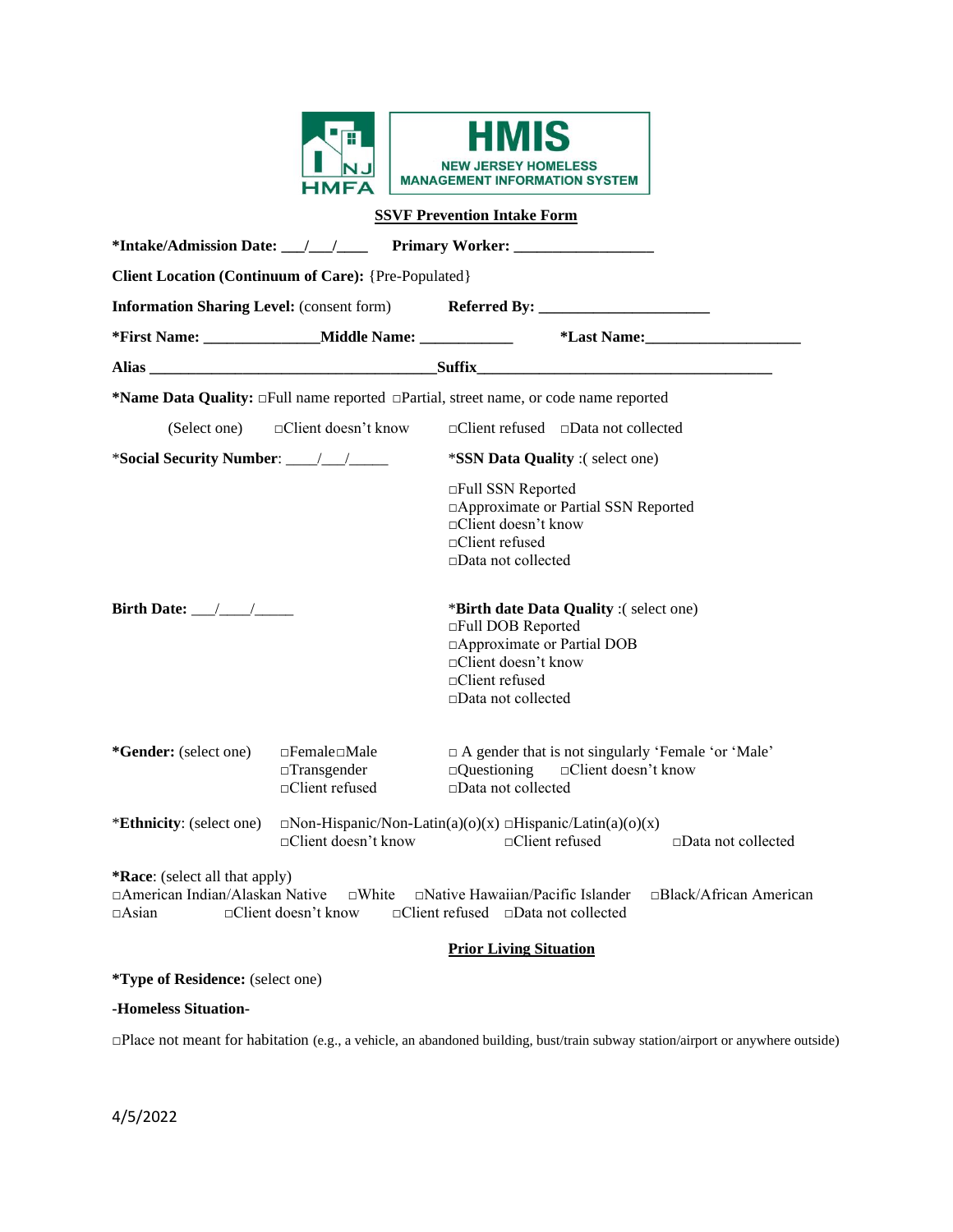HMIS
NEW JERSEY HOMELESS MANAGEMENT INFORMATION SYSTEM

NJ HMFA

## SSVF Prevention Intake Form

**\*Intake/Admission Date:** ___/___/____ **Primary Worker:** __________________

**Client Location (Continuum of Care):** {Pre-Populated}

**Information Sharing Level:** (consent form) **Referred By:** ______________________

**\*First Name:** _______________**Middle Name:** ____________ **\*Last Name:**____________________

**Alias** ____________________________________**Suffix**_____________________________________

**\*Name Data Quality:** □Full name reported □Partial, street name, or code name reported

(Select one) □Client doesn't know □Client refused □Data not collected

\***Social Security Number**: ____/___/_____

\***SSN Data Quality** :( select one)

□Full SSN Reported
□Approximate or Partial SSN Reported
□Client doesn't know
□Client refused
□Data not collected

**Birth Date:** ___/____/_____

\***Birth date Data Quality** :( select one)
□Full DOB Reported
□Approximate or Partial DOB
□Client doesn't know
□Client refused
□Data not collected

**\*Gender:** (select one) □Female□Male □Transgender □Client refused □ A gender that is not singularly 'Female 'or 'Male' □Questioning □Client doesn't know □Data not collected

\***Ethnicity**: (select one) □Non-Hispanic/Non-Latin(a)(o)(x) □Hispanic/Latin(a)(o)(x) □Client doesn't know □Client refused □Data not collected

**\*Race**: (select all that apply)
□American Indian/Alaskan Native □White □Native Hawaiian/Pacific Islander □Black/African American □Asian □Client doesn't know □Client refused □Data not collected

## Prior Living Situation

**\*Type of Residence:** (select one)

**-Homeless Situation-**

□Place not meant for habitation (e.g., a vehicle, an abandoned building, bust/train subway station/airport or anywhere outside)

4/5/2022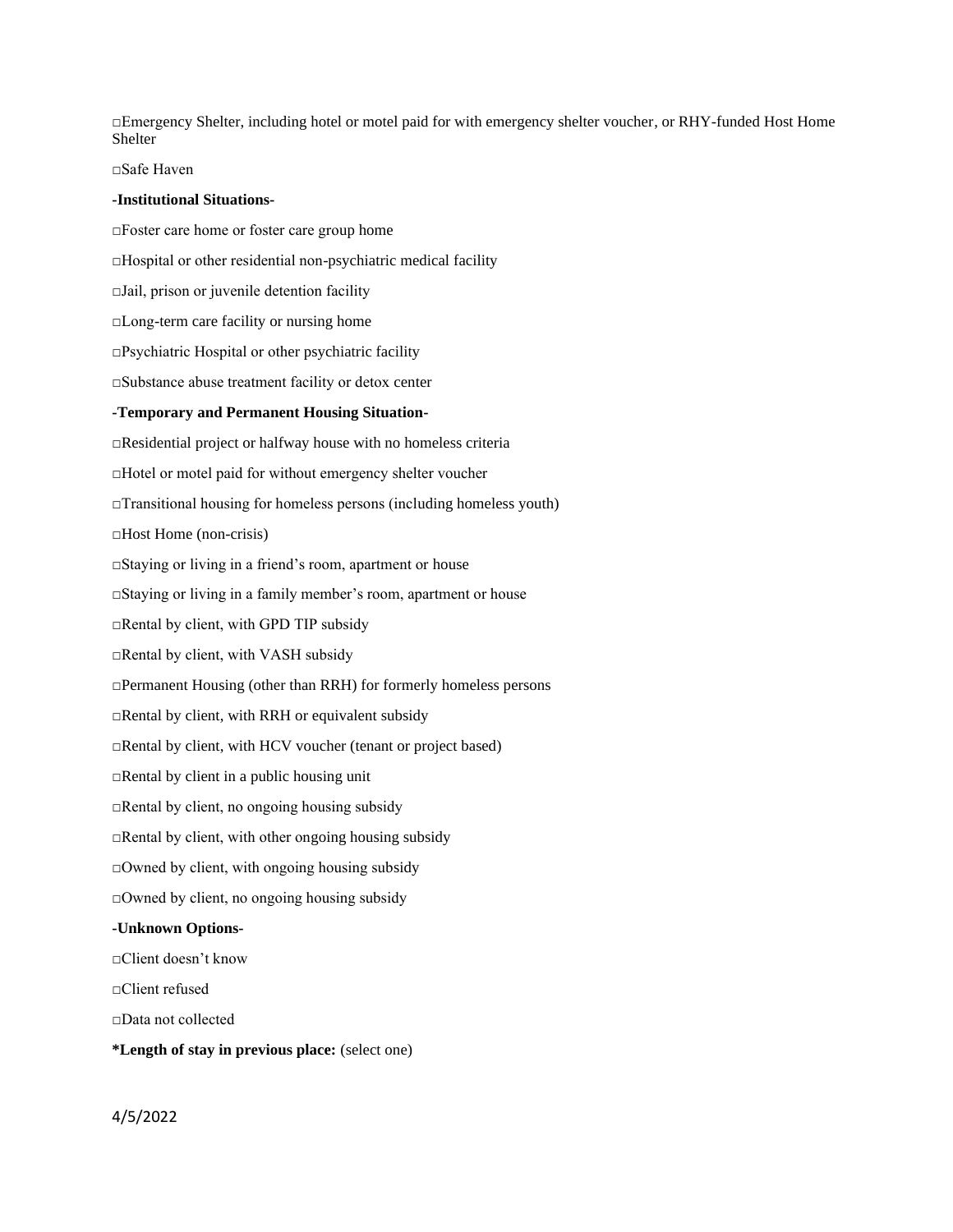□Emergency Shelter, including hotel or motel paid for with emergency shelter voucher, or RHY-funded Host Home Shelter

□Safe Haven

**-Institutional Situations-**

□Foster care home or foster care group home

□Hospital or other residential non-psychiatric medical facility

□Jail, prison or juvenile detention facility

□Long-term care facility or nursing home

□Psychiatric Hospital or other psychiatric facility

□Substance abuse treatment facility or detox center

**-Temporary and Permanent Housing Situation-**

□Residential project or halfway house with no homeless criteria

□Hotel or motel paid for without emergency shelter voucher

□Transitional housing for homeless persons (including homeless youth)

□Host Home (non-crisis)

□Staying or living in a friend's room, apartment or house

□Staying or living in a family member's room, apartment or house

□Rental by client, with GPD TIP subsidy

□Rental by client, with VASH subsidy

□Permanent Housing (other than RRH) for formerly homeless persons

□Rental by client, with RRH or equivalent subsidy

□Rental by client, with HCV voucher (tenant or project based)

□Rental by client in a public housing unit

□Rental by client, no ongoing housing subsidy

□Rental by client, with other ongoing housing subsidy

□Owned by client, with ongoing housing subsidy

□Owned by client, no ongoing housing subsidy

**-Unknown Options-**

□Client doesn't know

□Client refused

□Data not collected

***Length of stay in previous place:** (select one)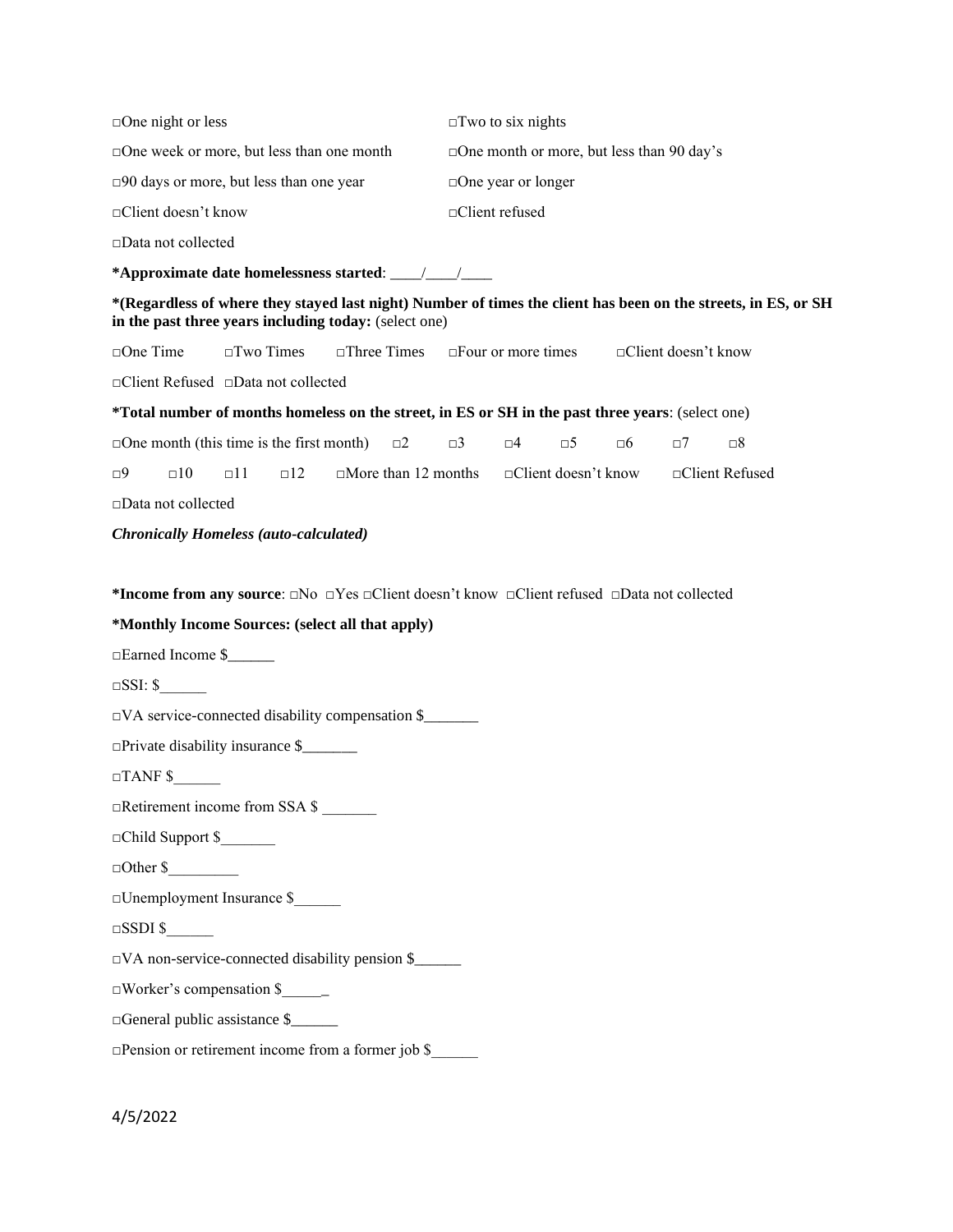□One night or less □Two to six nights

□One week or more, but less than one month □One month or more, but less than 90 day's

□90 days or more, but less than one year □One year or longer

□Client doesn't know □Client refused

□Data not collected

**\*Approximate date homelessness started**: ____/____/____

**\*(Regardless of where they stayed last night) Number of times the client has been on the streets, in ES, or SH in the past three years including today:** (select one)

□One Time □Two Times □Three Times □Four or more times □Client doesn't know

□Client Refused □Data not collected

**\*Total number of months homeless on the street, in ES or SH in the past three years**: (select one)

□One month (this time is the first month) □2 □3 □4 □5 □6 □7 □8

□9 □10 □11 □12 □More than 12 months □Client doesn't know □Client Refused

□Data not collected

***Chronically Homeless (auto-calculated)***

**\*Income from any source**: □No □Yes □Client doesn't know □Client refused □Data not collected

**\*Monthly Income Sources: (select all that apply)**

□Earned Income $______

□SSI: $______

□VA service-connected disability compensation $_______

□Private disability insurance $_______

□TANF $______

□Retirement income from SSA $ _______

□Child Support $_______

□Other $_________

□Unemployment Insurance $______

□SSDI $______

□VA non-service-connected disability pension $______

□Worker's compensation $______

□General public assistance $______

□Pension or retirement income from a former job $______

4/5/2022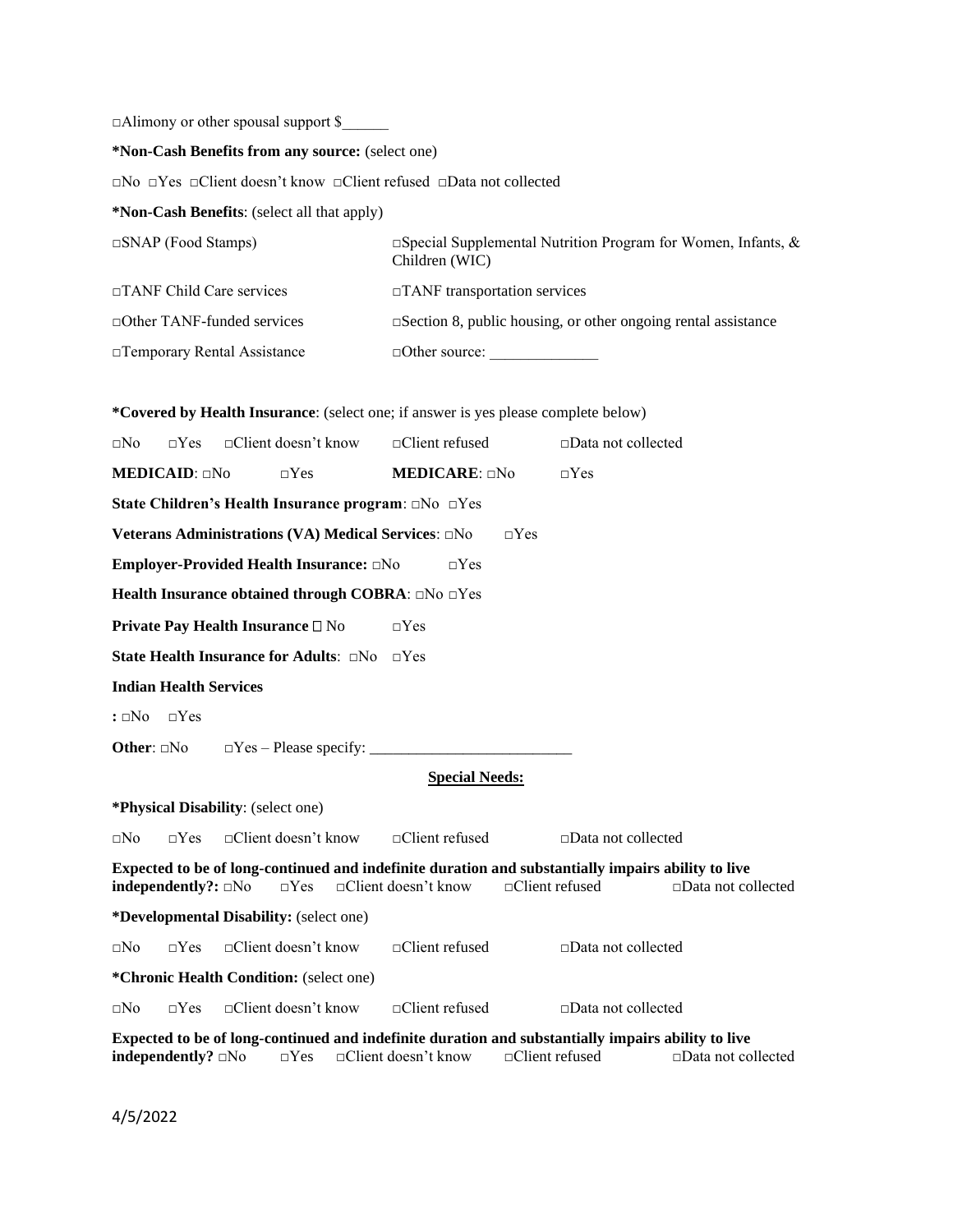□Alimony or other spousal support $______

**\*Non-Cash Benefits from any source:** (select one)

□No □Yes □Client doesn't know □Client refused □Data not collected

**\*Non-Cash Benefits**: (select all that apply)

| | |
|---|---|
| □SNAP (Food Stamps) | □Special Supplemental Nutrition Program for Women, Infants, & Children (WIC) |
| □TANF Child Care services | □TANF transportation services |
| □Other TANF-funded services | □Section 8, public housing, or other ongoing rental assistance |
| □Temporary Rental Assistance | □Other source: ______________ |

**\*Covered by Health Insurance**: (select one; if answer is yes please complete below)

□No □Yes □Client doesn't know □Client refused □Data not collected

**MEDICAID**: □No □Yes **MEDICARE**: □No □Yes

**State Children's Health Insurance program**: □No □Yes

**Veterans Administrations (VA) Medical Services**: □No □Yes

**Employer-Provided Health Insurance:** □No □Yes

**Health Insurance obtained through COBRA**: □No □Yes

**Private Pay Health Insurance** □ No □Yes

**State Health Insurance for Adults**: □No □Yes

**Indian Health Services**

**:** □No □Yes

**Other**: □No □Yes – Please specify: __________________________

**Special Needs:**

**\*Physical Disability**: (select one)

□No □Yes □Client doesn't know □Client refused □Data not collected

**Expected to be of long-continued and indefinite duration and substantially impairs ability to live independently?:** □No □Yes □Client doesn't know □Client refused □Data not collected

**\*Developmental Disability:** (select one)

□No □Yes □Client doesn't know □Client refused □Data not collected

**\*Chronic Health Condition:** (select one)

□No □Yes □Client doesn't know □Client refused □Data not collected

**Expected to be of long-continued and indefinite duration and substantially impairs ability to live independently?** □No □Yes □Client doesn't know □Client refused □Data not collected

4/5/2022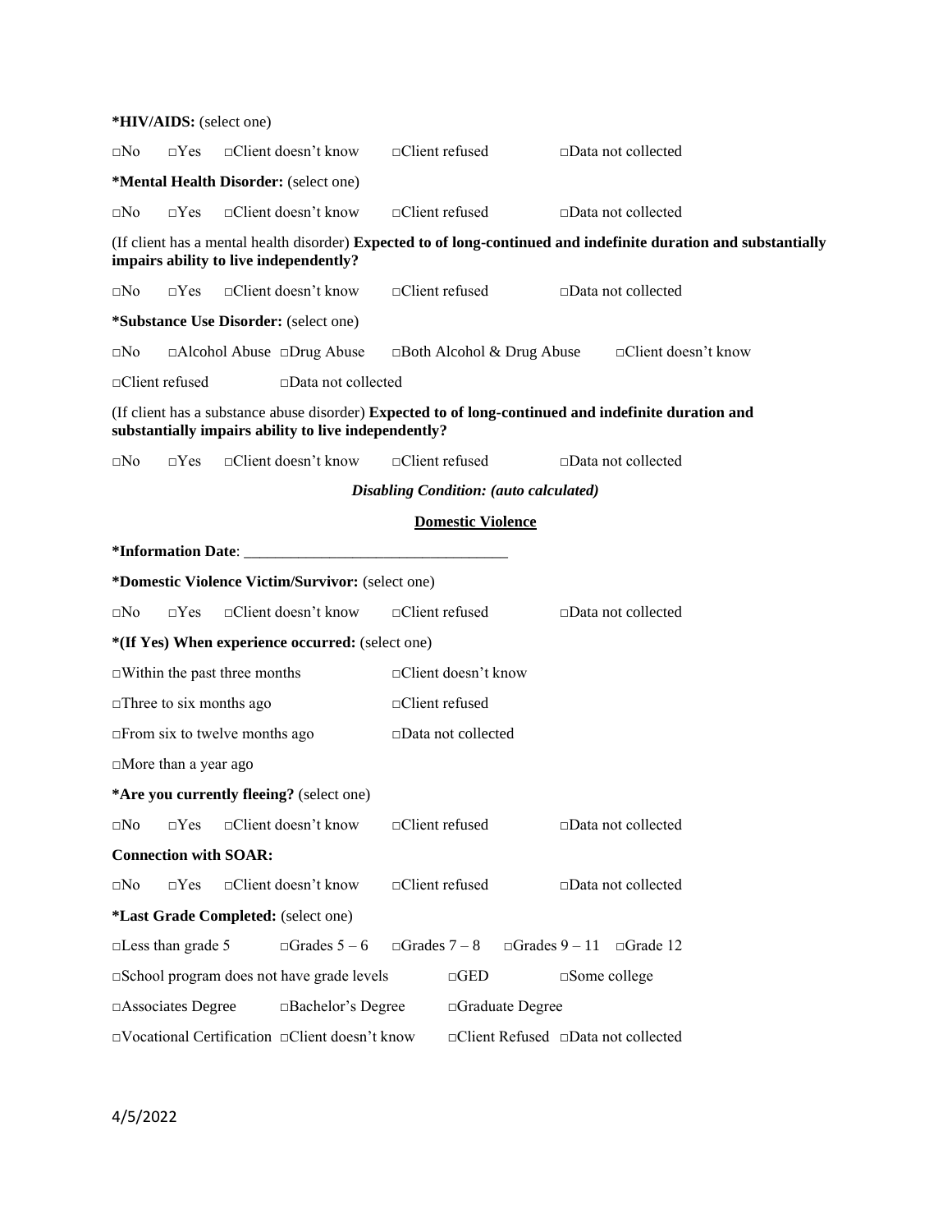**\*HIV/AIDS:** (select one)

□No □Yes □Client doesn't know □Client refused □Data not collected

**\*Mental Health Disorder:** (select one)

□No □Yes □Client doesn't know □Client refused □Data not collected

(If client has a mental health disorder) **Expected to of long-continued and indefinite duration and substantially impairs ability to live independently?**

□No □Yes □Client doesn't know □Client refused □Data not collected

**\*Substance Use Disorder:** (select one)

□No □Alcohol Abuse □Drug Abuse □Both Alcohol & Drug Abuse □Client doesn't know

□Client refused □Data not collected

(If client has a substance abuse disorder) **Expected to of long-continued and indefinite duration and substantially impairs ability to live independently?**

□No □Yes □Client doesn't know □Client refused □Data not collected

***Disabling Condition: (auto calculated)***

## Domestic Violence

**\*Information Date**: ________________________________

**\*Domestic Violence Victim/Survivor:** (select one)

□No □Yes □Client doesn't know □Client refused □Data not collected

**\*(If Yes) When experience occurred:** (select one)

□Within the past three months □Client doesn't know

□Three to six months ago □Client refused

□From six to twelve months ago □Data not collected

□More than a year ago

**\*Are you currently fleeing?** (select one)

□No □Yes □Client doesn't know □Client refused □Data not collected

**Connection with SOAR:**

□No □Yes □Client doesn't know □Client refused □Data not collected

**\*Last Grade Completed:** (select one)

□Less than grade 5 □Grades 5 – 6 □Grades 7 – 8 □Grades 9 – 11 □Grade 12

□School program does not have grade levels □GED □Some college

□Associates Degree □Bachelor's Degree □Graduate Degree

□Vocational Certification □Client doesn't know □Client Refused □Data not collected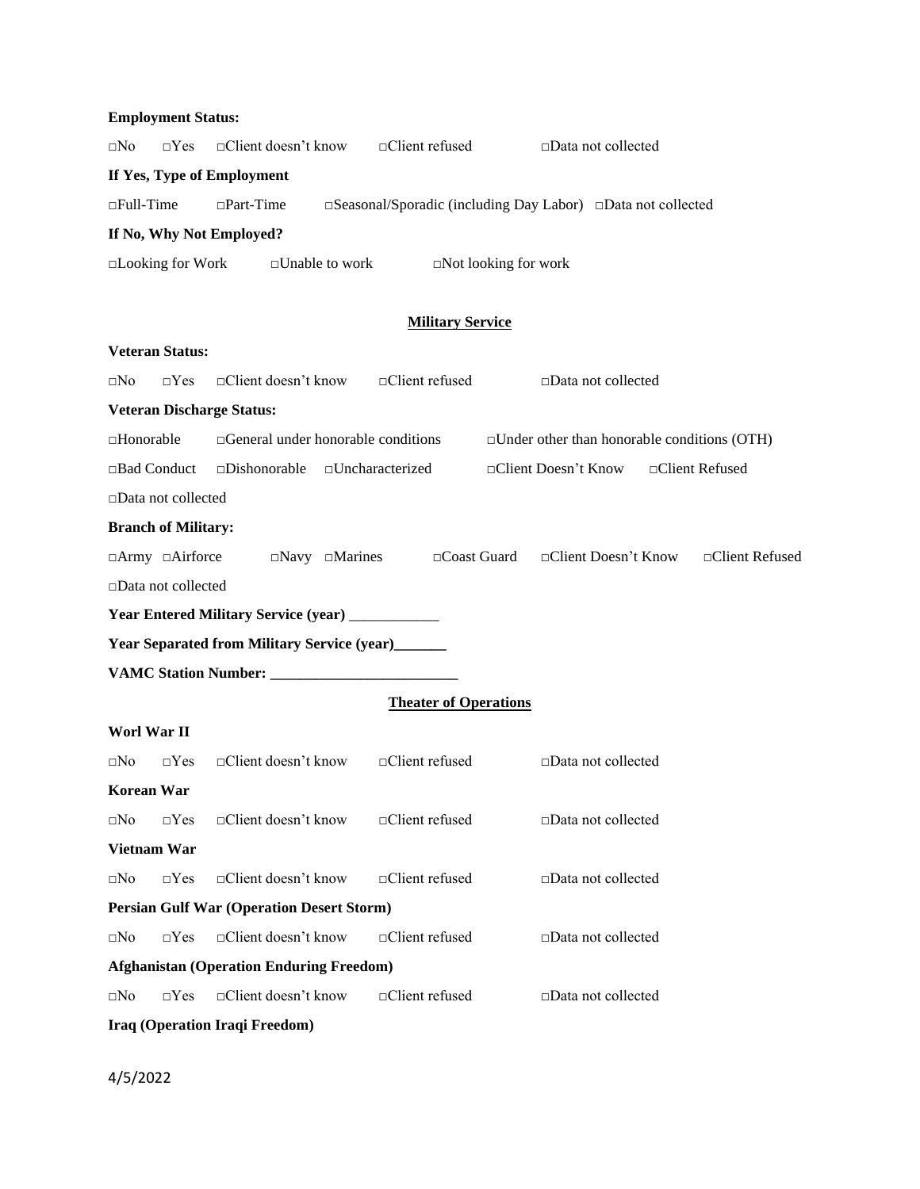**Employment Status:**

□No □Yes □Client doesn't know □Client refused □Data not collected

**If Yes, Type of Employment**

□Full-Time □Part-Time □Seasonal/Sporadic (including Day Labor) □Data not collected

**If No, Why Not Employed?**

□Looking for Work □Unable to work □Not looking for work

## Military Service

**Veteran Status:**

□No □Yes □Client doesn't know □Client refused □Data not collected

**Veteran Discharge Status:**

□Honorable □General under honorable conditions □Under other than honorable conditions (OTH)

□Bad Conduct □Dishonorable □Uncharacterized □Client Doesn't Know □Client Refused

□Data not collected

**Branch of Military:**

□Army □Airforce □Navy □Marines □Coast Guard □Client Doesn't Know □Client Refused

□Data not collected

**Year Entered Military Service (year)** ____________

**Year Separated from Military Service (year)_______**

**VAMC Station Number: _________________________**

## Theater of Operations

**Worl War II**

□No □Yes □Client doesn't know □Client refused □Data not collected

**Korean War**

□No □Yes □Client doesn't know □Client refused □Data not collected

**Vietnam War**

□No □Yes □Client doesn't know □Client refused □Data not collected

**Persian Gulf War (Operation Desert Storm)**

□No □Yes □Client doesn't know □Client refused □Data not collected

**Afghanistan (Operation Enduring Freedom)**

□No □Yes □Client doesn't know □Client refused □Data not collected

**Iraq (Operation Iraqi Freedom)**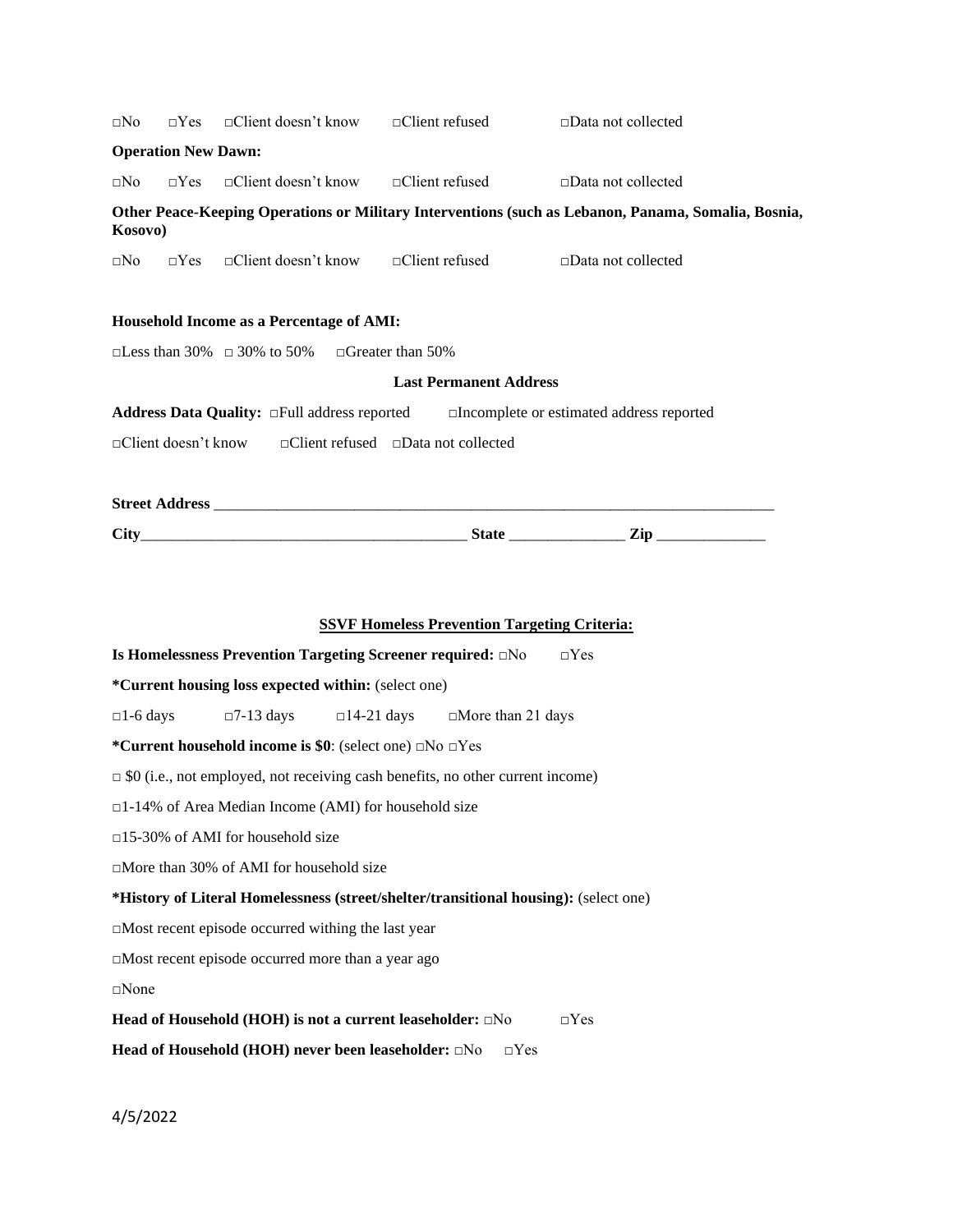□No □Yes □Client doesn't know □Client refused □Data not collected

**Operation New Dawn:**

□No □Yes □Client doesn't know □Client refused □Data not collected

**Other Peace-Keeping Operations or Military Interventions (such as Lebanon, Panama, Somalia, Bosnia, Kosovo)**

□No □Yes □Client doesn't know □Client refused □Data not collected

**Household Income as a Percentage of AMI:**

□Less than 30% □ 30% to 50% □Greater than 50%

**Last Permanent Address**

**Address Data Quality:** □Full address reported □Incomplete or estimated address reported

□Client doesn't know □Client refused □Data not collected

**Street Address** ___________________________________________________________________________

**City**__________________________________________ **State** _______________ **Zip** ______________

**SSVF Homeless Prevention Targeting Criteria:**

**Is Homelessness Prevention Targeting Screener required:** □No □Yes

**\*Current housing loss expected within:** (select one)

□1-6 days □7-13 days □14-21 days □More than 21 days

**\*Current household income is $0**: (select one) □No □Yes

□ $0 (i.e., not employed, not receiving cash benefits, no other current income)

□1-14% of Area Median Income (AMI) for household size

□15-30% of AMI for household size

□More than 30% of AMI for household size

**\*History of Literal Homelessness (street/shelter/transitional housing):** (select one)

□Most recent episode occurred withing the last year

□Most recent episode occurred more than a year ago

□None

**Head of Household (HOH) is not a current leaseholder:** □No □Yes

**Head of Household (HOH) never been leaseholder:** □No □Yes

4/5/2022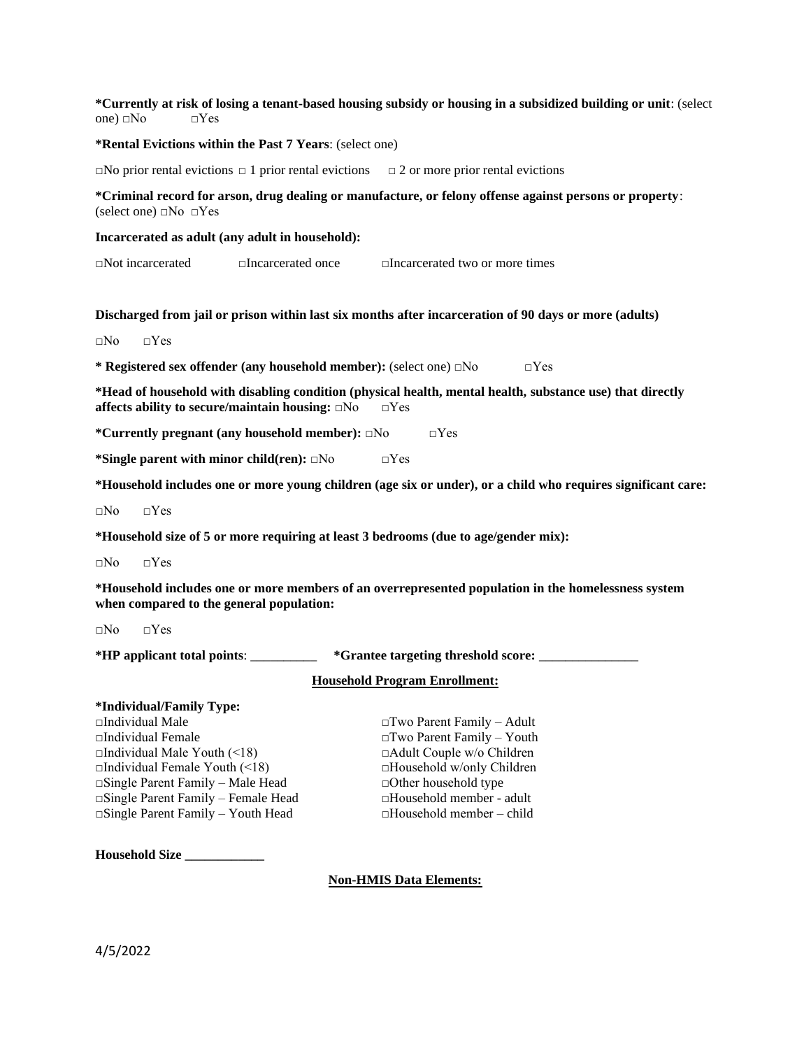**\*Currently at risk of losing a tenant-based housing subsidy or housing in a subsidized building or unit**: (select one) □No □Yes

**\*Rental Evictions within the Past 7 Years**: (select one)

□No prior rental evictions □ 1 prior rental evictions □ 2 or more prior rental evictions

**\*Criminal record for arson, drug dealing or manufacture, or felony offense against persons or property**: (select one) □No □Yes

**Incarcerated as adult (any adult in household):**

□Not incarcerated □Incarcerated once □Incarcerated two or more times

**Discharged from jail or prison within last six months after incarceration of 90 days or more (adults)**

□No □Yes

**\* Registered sex offender (any household member):** (select one) □No □Yes

**\*Head of household with disabling condition (physical health, mental health, substance use) that directly affects ability to secure/maintain housing:** □No □Yes

**\*Currently pregnant (any household member):** □No □Yes

**\*Single parent with minor child(ren):** □No □Yes

**\*Household includes one or more young children (age six or under), or a child who requires significant care:**

□No □Yes

**\*Household size of 5 or more requiring at least 3 bedrooms (due to age/gender mix):**

□No □Yes

**\*Household includes one or more members of an overrepresented population in the homelessness system when compared to the general population:**

□No □Yes

**\*HP applicant total points**: __________ **\*Grantee targeting threshold score:** _______________

**Household Program Enrollment:**

**\*Individual/Family Type:**

□Individual Male
□Individual Female
□Individual Male Youth (<18)
□Individual Female Youth (<18)
□Single Parent Family – Male Head
□Single Parent Family – Female Head
□Single Parent Family – Youth Head
□Two Parent Family – Adult
□Two Parent Family – Youth
□Adult Couple w/o Children
□Household w/only Children
□Other household type
□Household member - adult
□Household member – child

**Household Size ____________**

**Non-HMIS Data Elements:**

4/5/2022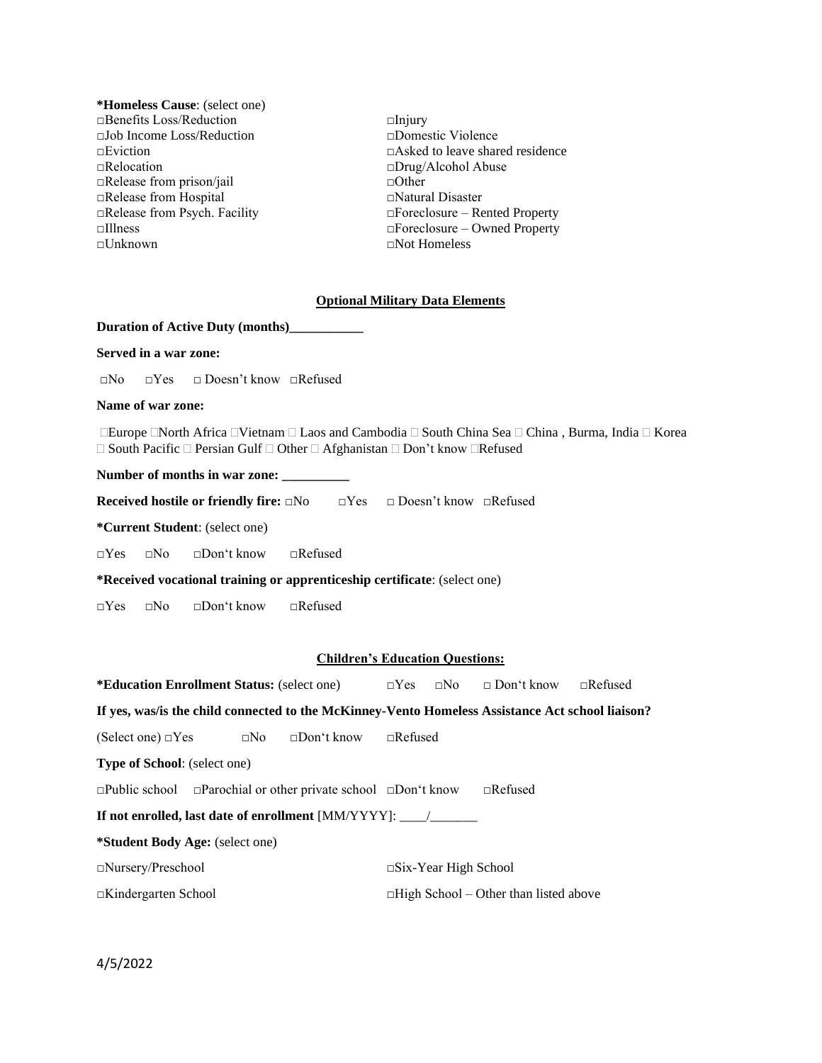**\*Homeless Cause**: (select one)

□Benefits Loss/Reduction
□Job Income Loss/Reduction
□Eviction
□Relocation
□Release from prison/jail
□Release from Hospital
□Release from Psych. Facility
□Illness
□Unknown
□Injury
□Domestic Violence
□Asked to leave shared residence
□Drug/Alcohol Abuse
□Other
□Natural Disaster
□Foreclosure – Rented Property
□Foreclosure – Owned Property
□Not Homeless

**Optional Military Data Elements**

**Duration of Active Duty (months)\_\_\_\_\_\_\_\_\_\_\_**

**Served in a war zone:**

□No □Yes □ Doesn't know □Refused

**Name of war zone:**

□Europe □North Africa □Vietnam □ Laos and Cambodia □ South China Sea □ China , Burma, India □ Korea □ South Pacific □ Persian Gulf □ Other □ Afghanistan □ Don't know □Refused

**Number of months in war zone: \_\_\_\_\_\_\_\_\_\_**

**Received hostile or friendly fire:** □No □Yes □ Doesn't know □Refused

**\*Current Student**: (select one)

□Yes □No □Don't know □Refused

**\*Received vocational training or apprenticeship certificate**: (select one)

□Yes □No □Don't know □Refused

**Children's Education Questions:**

**\*Education Enrollment Status:** (select one) □Yes □No □ Don't know □Refused

**If yes, was/is the child connected to the McKinney-Vento Homeless Assistance Act school liaison?**

(Select one) □Yes □No □Don't know □Refused

**Type of School**: (select one)

□Public school □Parochial or other private school □Don't know □Refused

**If not enrolled, last date of enrollment** [MM/YYYY]: \_\_\_\_/\_\_\_\_\_\_\_

**\*Student Body Age:** (select one)

□Nursery/Preschool
□Kindergarten School
□Six-Year High School
□High School – Other than listed above

4/5/2022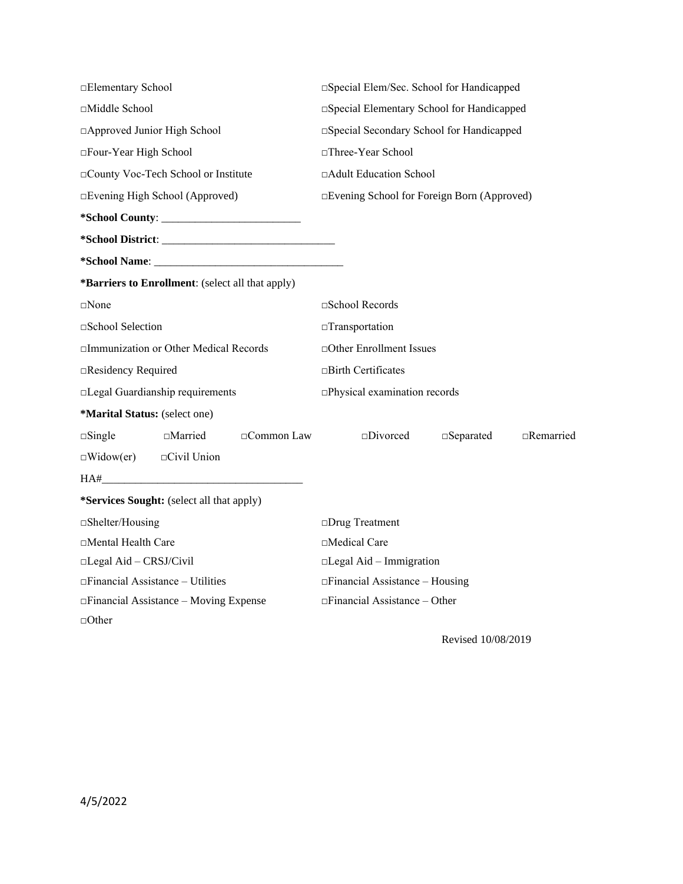□Elementary School □Special Elem/Sec. School for Handicapped

□Middle School □Special Elementary School for Handicapped

□Approved Junior High School □Special Secondary School for Handicapped

□Four-Year High School □Three-Year School

□County Voc-Tech School or Institute □Adult Education School

□Evening High School (Approved) □Evening School for Foreign Born (Approved)

**\*School County**: _________________________

**\*School District**: _______________________________

**\*School Name**: __________________________________

**\*Barriers to Enrollment**: (select all that apply)

□None □School Records

□School Selection □Transportation

□Immunization or Other Medical Records □Other Enrollment Issues

□Residency Required □Birth Certificates

□Legal Guardianship requirements □Physical examination records

**\*Marital Status:** (select one)

□Single □Married □Common Law □Divorced □Separated □Remarried

□Widow(er) □Civil Union

HA#___________________________________

**\*Services Sought:** (select all that apply)

□Shelter/Housing □Drug Treatment

□Mental Health Care □Medical Care

□Legal Aid – CRSJ/Civil □Legal Aid – Immigration

□Financial Assistance – Utilities □Financial Assistance – Housing

□Financial Assistance – Moving Expense □Financial Assistance – Other

□Other

Revised 10/08/2019

4/5/2022